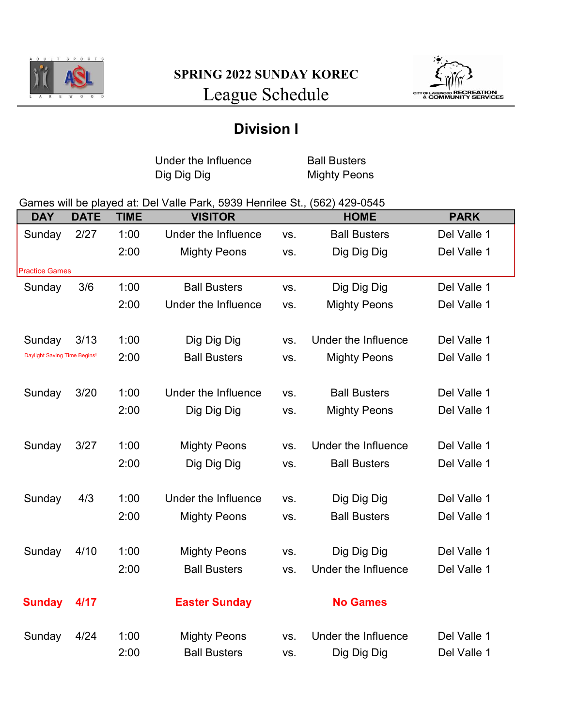# SPRING 2022 SUNDAY KOREC

## League Schedule

## Division I

Under the Influence
Dig Dig Dig
Ball Busters
Mighty Peons

Games will be played at: Del Valle Park, 5939 Henrilee St., (562) 429-0545

| DAY | DATE | TIME | VISITOR | | HOME | PARK |
|---|---|---|---|---|---|---|
| Sunday | 2/27 | 1:00 | Under the Influence | vs. | Ball Busters | Del Valle 1 |
| | | 2:00 | Mighty Peons | vs. | Dig Dig Dig | Del Valle 1 |
| Practice Games | | | | | | |
| Sunday | 3/6 | 1:00 | Ball Busters | vs. | Dig Dig Dig | Del Valle 1 |
| | | 2:00 | Under the Influence | vs. | Mighty Peons | Del Valle 1 |
| Sunday | 3/13 | 1:00 | Dig Dig Dig | vs. | Under the Influence | Del Valle 1 |
| Daylight Saving Time Begins! | | 2:00 | Ball Busters | vs. | Mighty Peons | Del Valle 1 |
| Sunday | 3/20 | 1:00 | Under the Influence | vs. | Ball Busters | Del Valle 1 |
| | | 2:00 | Dig Dig Dig | vs. | Mighty Peons | Del Valle 1 |
| Sunday | 3/27 | 1:00 | Mighty Peons | vs. | Under the Influence | Del Valle 1 |
| | | 2:00 | Dig Dig Dig | vs. | Ball Busters | Del Valle 1 |
| Sunday | 4/3 | 1:00 | Under the Influence | vs. | Dig Dig Dig | Del Valle 1 |
| | | 2:00 | Mighty Peons | vs. | Ball Busters | Del Valle 1 |
| Sunday | 4/10 | 1:00 | Mighty Peons | vs. | Dig Dig Dig | Del Valle 1 |
| | | 2:00 | Ball Busters | vs. | Under the Influence | Del Valle 1 |
| **Sunday** | **4/17** | | **Easter Sunday** | | **No Games** | |
| Sunday | 4/24 | 1:00 | Mighty Peons | vs. | Under the Influence | Del Valle 1 |
| | | 2:00 | Ball Busters | vs. | Dig Dig Dig | Del Valle 1 |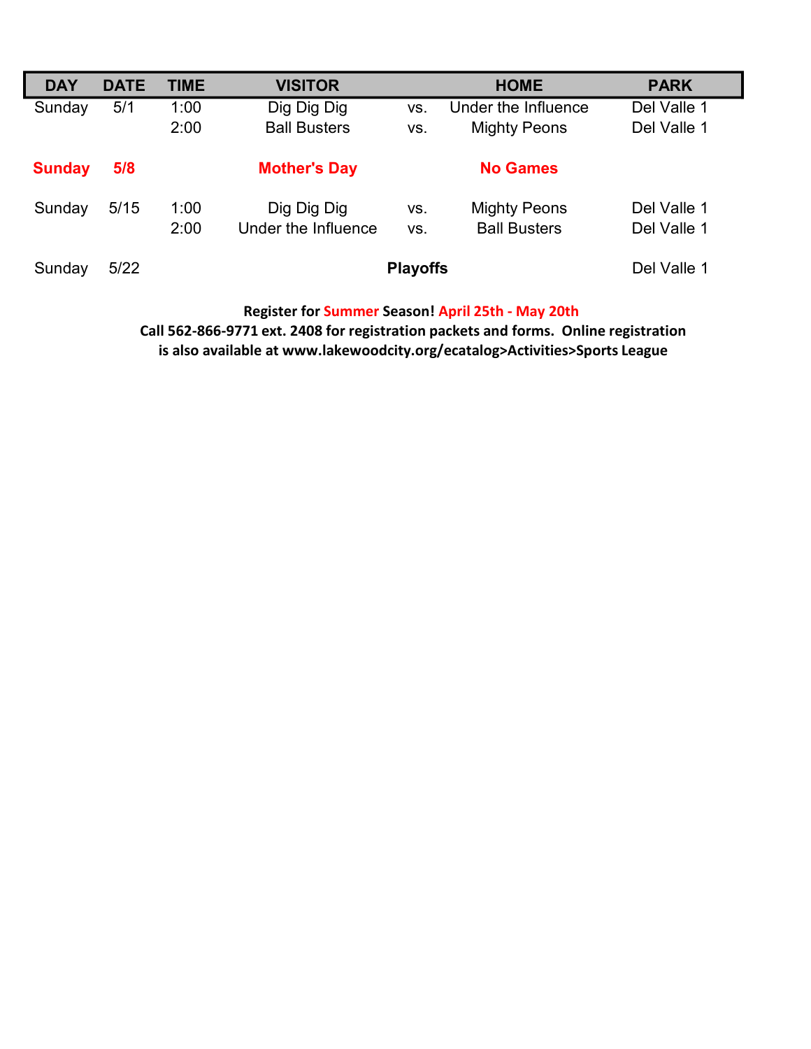| DAY | DATE | TIME | VISITOR | | HOME | PARK |
| --- | --- | --- | --- | --- | --- | --- |
| Sunday | 5/1 | 1:00 | Dig Dig Dig | vs. | Under the Influence | Del Valle 1 |
| | | 2:00 | Ball Busters | vs. | Mighty Peons | Del Valle 1 |
| **Sunday** | **5/8** | | **Mother's Day** | | **No Games** | |
| Sunday | 5/15 | 1:00 | Dig Dig Dig | vs. | Mighty Peons | Del Valle 1 |
| | | 2:00 | Under the Influence | vs. | Ball Busters | Del Valle 1 |
| Sunday | 5/22 | | | **Playoffs** | | Del Valle 1 |

**Register for Summer Season! April 25th - May 20th**
**Call 562-866-9771 ext. 2408 for registration packets and forms. Online registration is also available at www.lakewoodcity.org/ecatalog>Activities>Sports League**